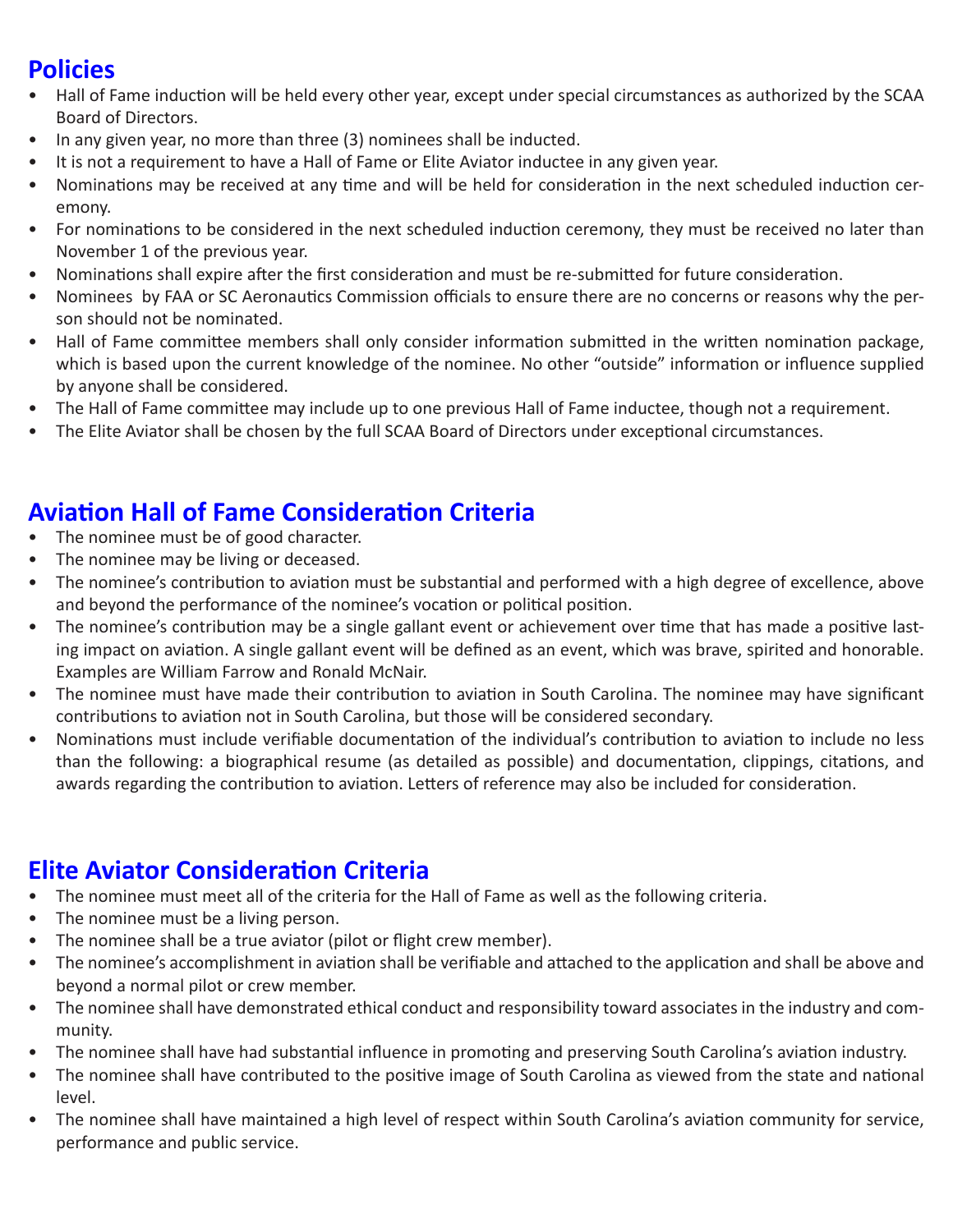## Policies

- Hall of Fame induction will be held every other year, except under special circumstances as authorized by the SCAA Board of Directors.
- In any given year, no more than three (3) nominees shall be inducted.
- It is not a requirement to have a Hall of Fame or Elite Aviator inductee in any given year.
- Nominations may be received at any time and will be held for consideration in the next scheduled induction ceremony.
- For nominations to be considered in the next scheduled induction ceremony, they must be received no later than November 1 of the previous year.
- Nominations shall expire after the first consideration and must be re-submitted for future consideration.
- Nominees by FAA or SC Aeronautics Commission officials to ensure there are no concerns or reasons why the person should not be nominated.
- Hall of Fame committee members shall only consider information submitted in the written nomination package, which is based upon the current knowledge of the nominee. No other "outside" information or influence supplied by anyone shall be considered.
- The Hall of Fame committee may include up to one previous Hall of Fame inductee, though not a requirement.
- The Elite Aviator shall be chosen by the full SCAA Board of Directors under exceptional circumstances.

## Aviation Hall of Fame Consideration Criteria

- The nominee must be of good character.
- The nominee may be living or deceased.
- The nominee's contribution to aviation must be substantial and performed with a high degree of excellence, above and beyond the performance of the nominee's vocation or political position.
- The nominee's contribution may be a single gallant event or achievement over time that has made a positive lasting impact on aviation. A single gallant event will be defined as an event, which was brave, spirited and honorable. Examples are William Farrow and Ronald McNair.
- The nominee must have made their contribution to aviation in South Carolina. The nominee may have significant contributions to aviation not in South Carolina, but those will be considered secondary.
- Nominations must include verifiable documentation of the individual's contribution to aviation to include no less than the following: a biographical resume (as detailed as possible) and documentation, clippings, citations, and awards regarding the contribution to aviation. Letters of reference may also be included for consideration.

## Elite Aviator Consideration Criteria

- The nominee must meet all of the criteria for the Hall of Fame as well as the following criteria.
- The nominee must be a living person.
- The nominee shall be a true aviator (pilot or flight crew member).
- The nominee's accomplishment in aviation shall be verifiable and attached to the application and shall be above and beyond a normal pilot or crew member.
- The nominee shall have demonstrated ethical conduct and responsibility toward associates in the industry and community.
- The nominee shall have had substantial influence in promoting and preserving South Carolina's aviation industry.
- The nominee shall have contributed to the positive image of South Carolina as viewed from the state and national level.
- The nominee shall have maintained a high level of respect within South Carolina's aviation community for service, performance and public service.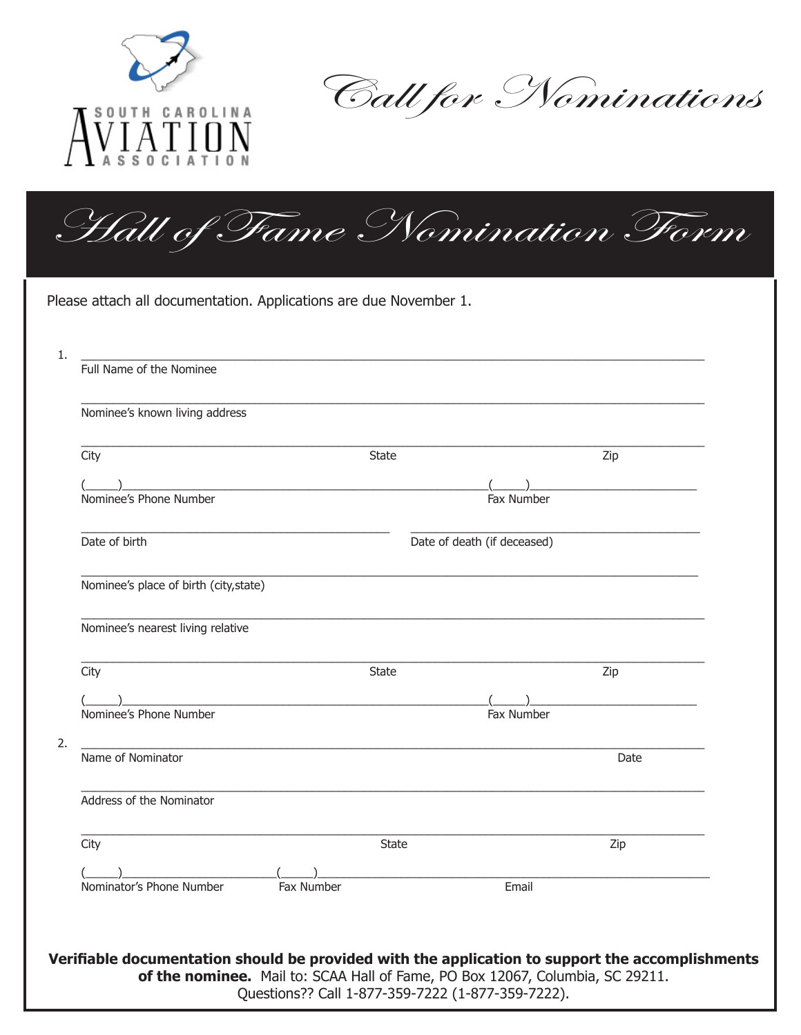SOUTH CAROLINA AVIATION ASSOCIATION

*Call for Nominations*

# *Hall of Fame Nomination Form*

Please attach all documentation. Applications are due November 1.

1. \_\_\_\_\_\_\_\_\_\_\_\_\_\_\_\_\_\_\_\_\_\_\_\_\_\_\_\_\_\_\_\_\_\_\_\_\_\_\_\_\_\_\_\_\_\_\_\_
   Full Name of the Nominee

   \_\_\_\_\_\_\_\_\_\_\_\_\_\_\_\_\_\_\_\_\_\_\_\_\_\_\_\_\_\_\_\_\_\_\_\_\_\_\_\_\_\_\_\_\_\_\_\_
   Nominee's known living address

   \_\_\_\_\_\_\_\_\_\_\_\_\_\_\_\_\_\_\_\_\_\_\_\_\_\_\_\_\_\_\_\_\_\_\_\_\_\_\_\_\_\_\_\_\_\_\_\_
   City State Zip

   (\_\_\_\_\_)\_\_\_\_\_\_\_\_\_\_\_\_\_\_\_\_\_\_\_\_\_\_\_\_\_\_\_ (\_\_\_\_\_)\_\_\_\_\_\_\_\_\_\_\_\_\_\_\_\_
   Nominee's Phone Number Fax Number

   \_\_\_\_\_\_\_\_\_\_\_\_\_\_\_\_\_\_\_\_\_\_\_\_ \_\_\_\_\_\_\_\_\_\_\_\_\_\_\_\_\_\_\_\_\_\_\_\_
   Date of birth Date of death (if deceased)

   \_\_\_\_\_\_\_\_\_\_\_\_\_\_\_\_\_\_\_\_\_\_\_\_\_\_\_\_\_\_\_\_\_\_\_\_\_\_\_\_\_\_\_\_\_\_\_\_
   Nominee's place of birth (city,state)

   \_\_\_\_\_\_\_\_\_\_\_\_\_\_\_\_\_\_\_\_\_\_\_\_\_\_\_\_\_\_\_\_\_\_\_\_\_\_\_\_\_\_\_\_\_\_\_\_
   Nominee's nearest living relative

   \_\_\_\_\_\_\_\_\_\_\_\_\_\_\_\_\_\_\_\_\_\_\_\_\_\_\_\_\_\_\_\_\_\_\_\_\_\_\_\_\_\_\_\_\_\_\_\_
   City State Zip

   (\_\_\_\_\_)\_\_\_\_\_\_\_\_\_\_\_\_\_\_\_\_\_\_\_\_\_\_\_\_\_\_\_ (\_\_\_\_\_)\_\_\_\_\_\_\_\_\_\_\_\_\_\_\_\_
   Nominee's Phone Number Fax Number

2. \_\_\_\_\_\_\_\_\_\_\_\_\_\_\_\_\_\_\_\_\_\_\_\_\_\_\_\_\_\_\_\_\_\_\_\_\_\_\_\_\_\_\_\_\_\_\_\_
   Name of Nominator Date

   \_\_\_\_\_\_\_\_\_\_\_\_\_\_\_\_\_\_\_\_\_\_\_\_\_\_\_\_\_\_\_\_\_\_\_\_\_\_\_\_\_\_\_\_\_\_\_\_
   Address of the Nominator

   \_\_\_\_\_\_\_\_\_\_\_\_\_\_\_\_\_\_\_\_\_\_\_\_\_\_\_\_\_\_\_\_\_\_\_\_\_\_\_\_\_\_\_\_\_\_\_\_
   City State Zip

   (\_\_\_\_\_)\_\_\_\_\_\_\_\_\_\_\_\_ (\_\_\_\_\_)\_\_\_\_\_\_\_\_\_\_\_\_\_\_\_\_\_\_\_\_\_\_\_\_\_\_\_\_
   Nominator's Phone Number Fax Number Email

**Verifiable documentation should be provided with the application to support the accomplishments of the nominee.** Mail to: SCAA Hall of Fame, PO Box 12067, Columbia, SC 29211. Questions?? Call 1-877-359-7222 (1-877-359-7222).